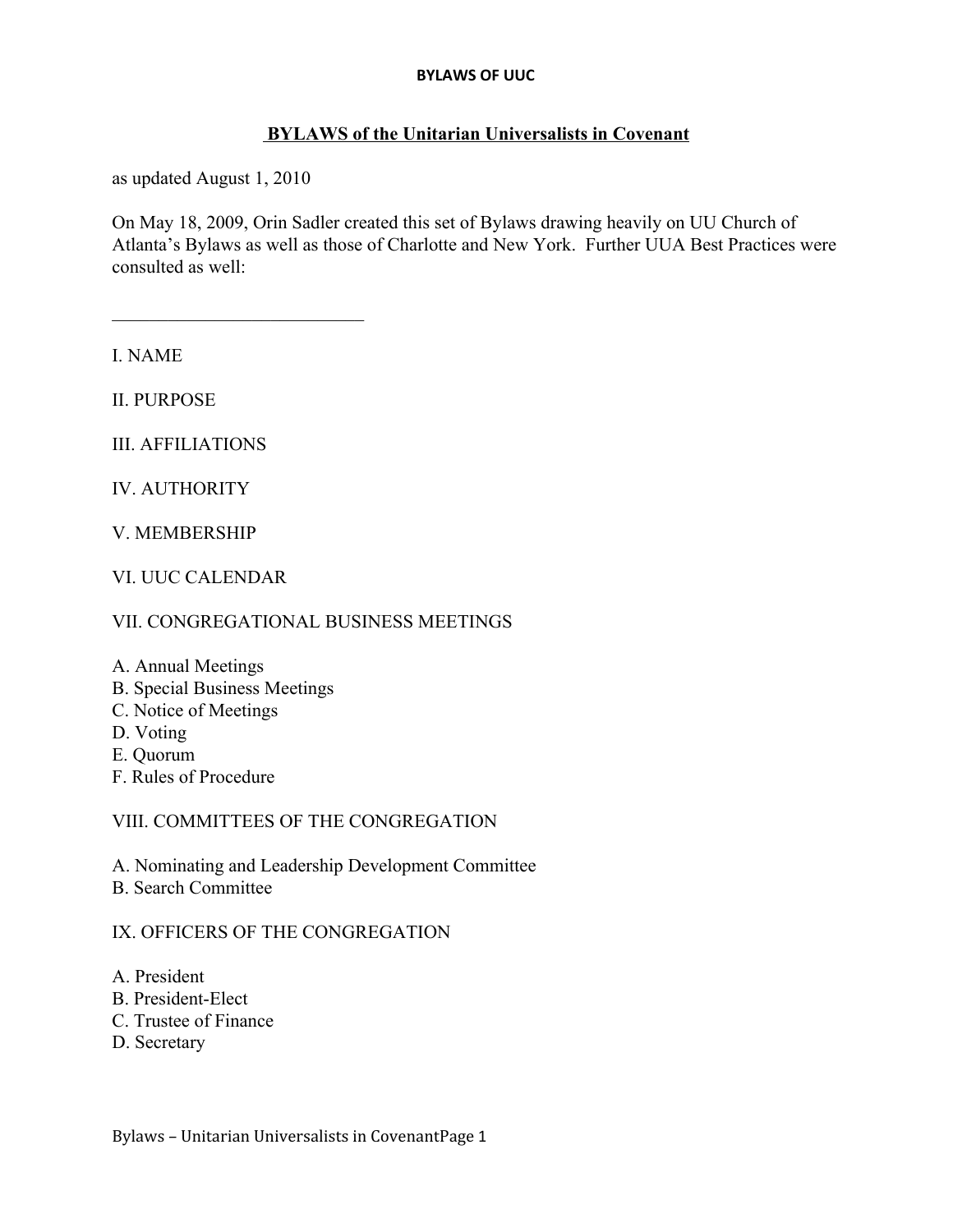# BYLAWS of the Unitarian Universalists in Covenant

as updated August 1, 2010

On May 18, 2009, Orin Sadler created this set of Bylaws drawing heavily on UU Church of Atlanta's Bylaws as well as those of Charlotte and New York. Further UUA Best Practices were consulted as well:

___________________________

I. NAME

II. PURPOSE

III. AFFILIATIONS

IV. AUTHORITY

V. MEMBERSHIP

VI. UUC CALENDAR

VII. CONGREGATIONAL BUSINESS MEETINGS

A. Annual Meetings
B. Special Business Meetings
C. Notice of Meetings
D. Voting
E. Quorum
F. Rules of Procedure

VIII. COMMITTEES OF THE CONGREGATION

A. Nominating and Leadership Development Committee
B. Search Committee

IX. OFFICERS OF THE CONGREGATION

A. President
B. President-Elect
C. Trustee of Finance
D. Secretary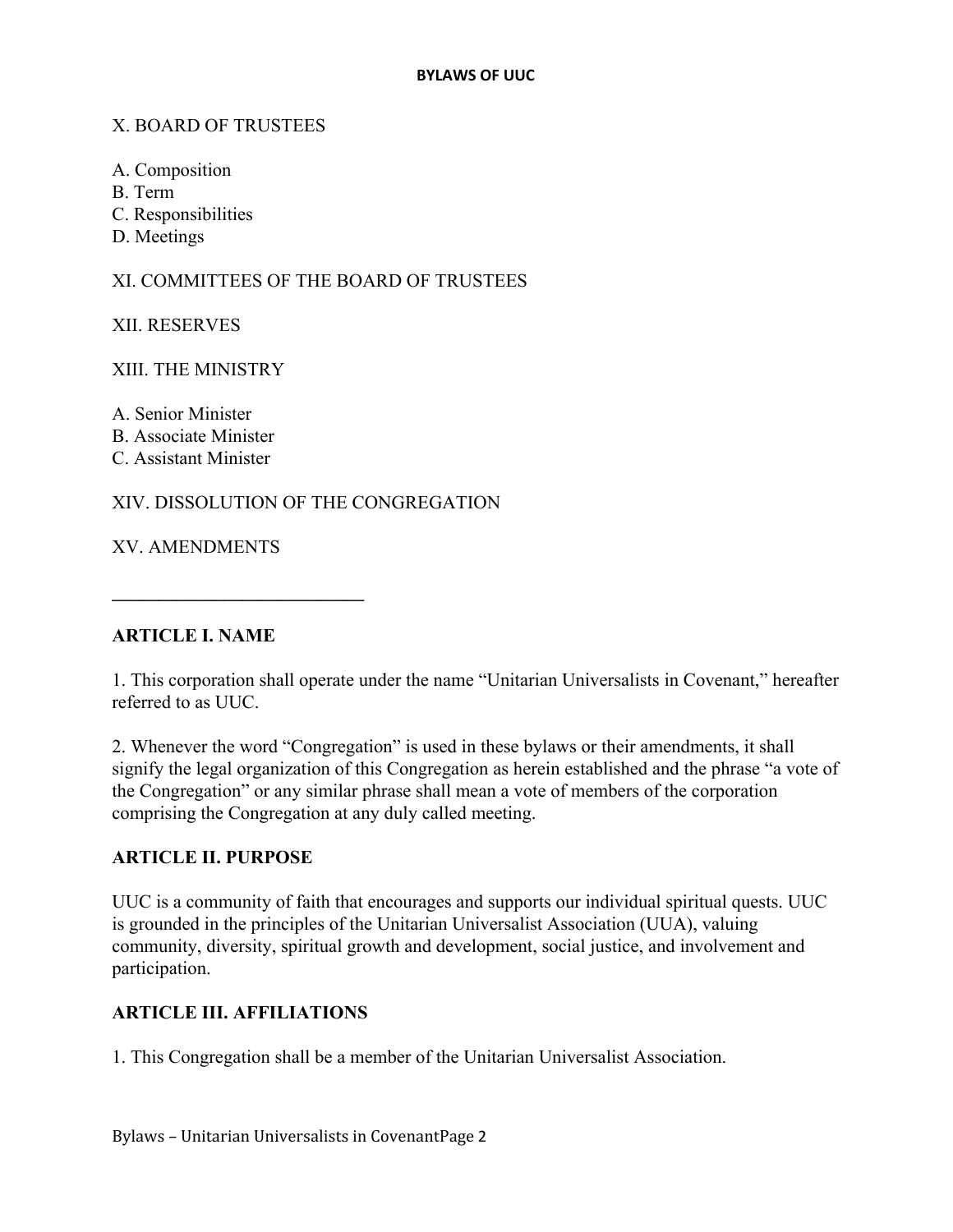X. BOARD OF TRUSTEES

A. Composition
B. Term
C. Responsibilities
D. Meetings

XI. COMMITTEES OF THE BOARD OF TRUSTEES

XII. RESERVES

XIII. THE MINISTRY

A. Senior Minister
B. Associate Minister
C. Assistant Minister

XIV. DISSOLUTION OF THE CONGREGATION

XV. AMENDMENTS

---

**ARTICLE I. NAME**

1. This corporation shall operate under the name "Unitarian Universalists in Covenant," hereafter referred to as UUC.

2. Whenever the word "Congregation" is used in these bylaws or their amendments, it shall signify the legal organization of this Congregation as herein established and the phrase "a vote of the Congregation" or any similar phrase shall mean a vote of members of the corporation comprising the Congregation at any duly called meeting.

**ARTICLE II. PURPOSE**

UUC is a community of faith that encourages and supports our individual spiritual quests. UUC is grounded in the principles of the Unitarian Universalist Association (UUA), valuing community, diversity, spiritual growth and development, social justice, and involvement and participation.

**ARTICLE III. AFFILIATIONS**

1. This Congregation shall be a member of the Unitarian Universalist Association.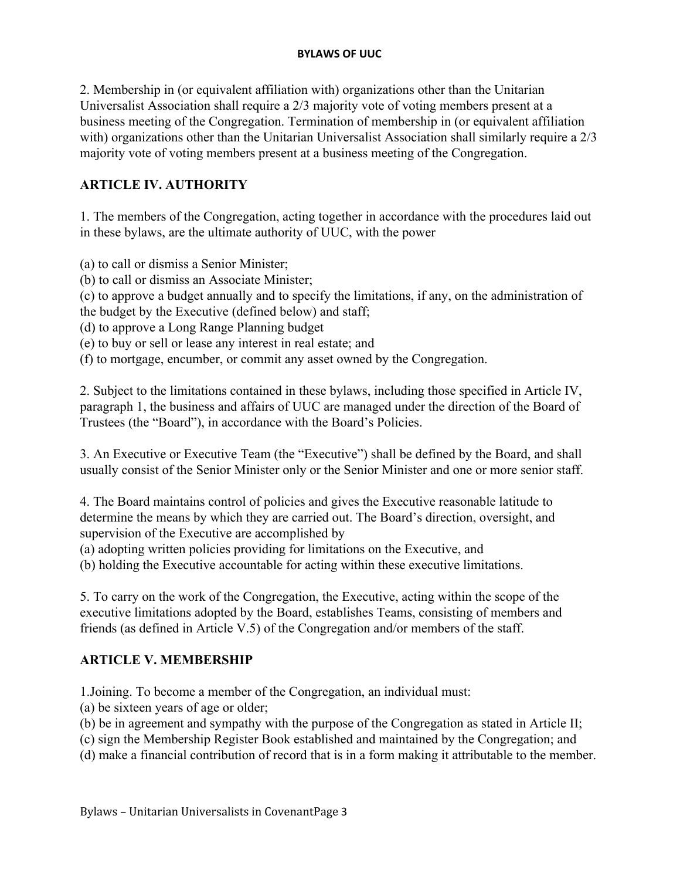2. Membership in (or equivalent affiliation with) organizations other than the Unitarian Universalist Association shall require a 2/3 majority vote of voting members present at a business meeting of the Congregation. Termination of membership in (or equivalent affiliation with) organizations other than the Unitarian Universalist Association shall similarly require a 2/3 majority vote of voting members present at a business meeting of the Congregation.

## ARTICLE IV. AUTHORITY

1. The members of the Congregation, acting together in accordance with the procedures laid out in these bylaws, are the ultimate authority of UUC, with the power

(a) to call or dismiss a Senior Minister;
(b) to call or dismiss an Associate Minister;
(c) to approve a budget annually and to specify the limitations, if any, on the administration of the budget by the Executive (defined below) and staff;
(d) to approve a Long Range Planning budget
(e) to buy or sell or lease any interest in real estate; and
(f) to mortgage, encumber, or commit any asset owned by the Congregation.

2. Subject to the limitations contained in these bylaws, including those specified in Article IV, paragraph 1, the business and affairs of UUC are managed under the direction of the Board of Trustees (the "Board"), in accordance with the Board's Policies.

3. An Executive or Executive Team (the "Executive") shall be defined by the Board, and shall usually consist of the Senior Minister only or the Senior Minister and one or more senior staff.

4. The Board maintains control of policies and gives the Executive reasonable latitude to determine the means by which they are carried out. The Board's direction, oversight, and supervision of the Executive are accomplished by
(a) adopting written policies providing for limitations on the Executive, and
(b) holding the Executive accountable for acting within these executive limitations.

5. To carry on the work of the Congregation, the Executive, acting within the scope of the executive limitations adopted by the Board, establishes Teams, consisting of members and friends (as defined in Article V.5) of the Congregation and/or members of the staff.

## ARTICLE V. MEMBERSHIP

1.Joining. To become a member of the Congregation, an individual must:
(a) be sixteen years of age or older;
(b) be in agreement and sympathy with the purpose of the Congregation as stated in Article II;
(c) sign the Membership Register Book established and maintained by the Congregation; and
(d) make a financial contribution of record that is in a form making it attributable to the member.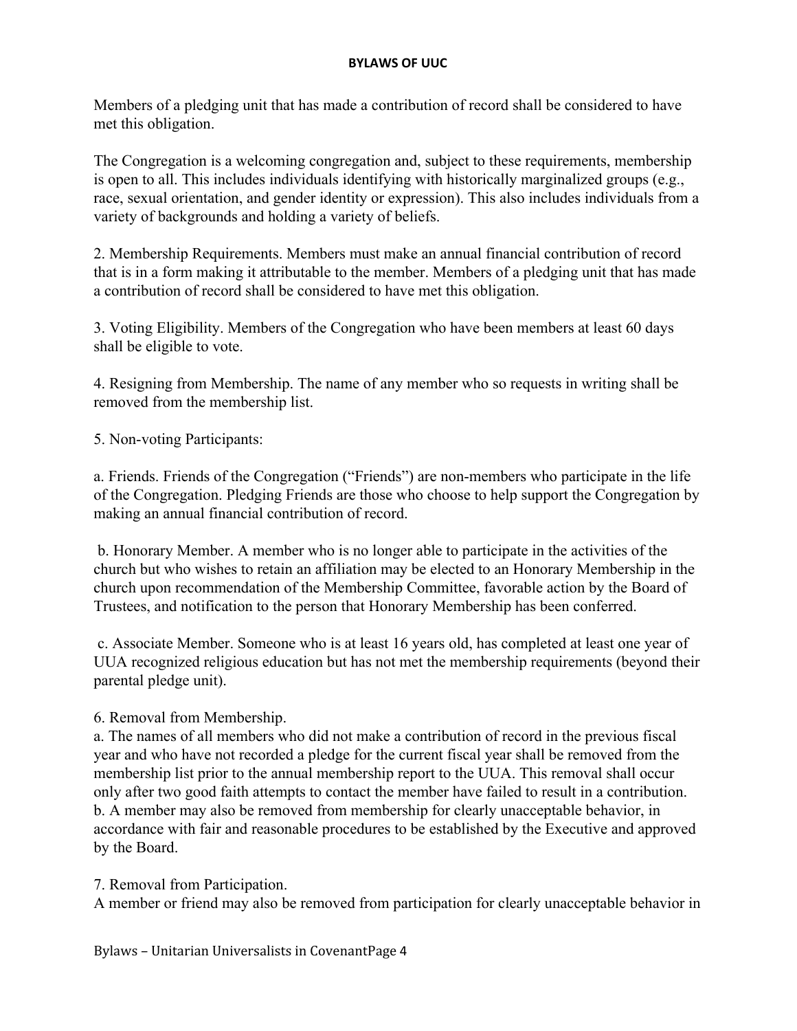Members of a pledging unit that has made a contribution of record shall be considered to have met this obligation.

The Congregation is a welcoming congregation and, subject to these requirements, membership is open to all. This includes individuals identifying with historically marginalized groups (e.g., race, sexual orientation, and gender identity or expression). This also includes individuals from a variety of backgrounds and holding a variety of beliefs.

2. Membership Requirements. Members must make an annual financial contribution of record that is in a form making it attributable to the member. Members of a pledging unit that has made a contribution of record shall be considered to have met this obligation.

3. Voting Eligibility. Members of the Congregation who have been members at least 60 days shall be eligible to vote.

4. Resigning from Membership. The name of any member who so requests in writing shall be removed from the membership list.

5. Non-voting Participants:

a. Friends. Friends of the Congregation ("Friends") are non-members who participate in the life of the Congregation. Pledging Friends are those who choose to help support the Congregation by making an annual financial contribution of record.

b. Honorary Member. A member who is no longer able to participate in the activities of the church but who wishes to retain an affiliation may be elected to an Honorary Membership in the church upon recommendation of the Membership Committee, favorable action by the Board of Trustees, and notification to the person that Honorary Membership has been conferred.

c. Associate Member. Someone who is at least 16 years old, has completed at least one year of UUA recognized religious education but has not met the membership requirements (beyond their parental pledge unit).

6. Removal from Membership.

a. The names of all members who did not make a contribution of record in the previous fiscal year and who have not recorded a pledge for the current fiscal year shall be removed from the membership list prior to the annual membership report to the UUA. This removal shall occur only after two good faith attempts to contact the member have failed to result in a contribution.

b. A member may also be removed from membership for clearly unacceptable behavior, in accordance with fair and reasonable procedures to be established by the Executive and approved by the Board.

7. Removal from Participation.

A member or friend may also be removed from participation for clearly unacceptable behavior in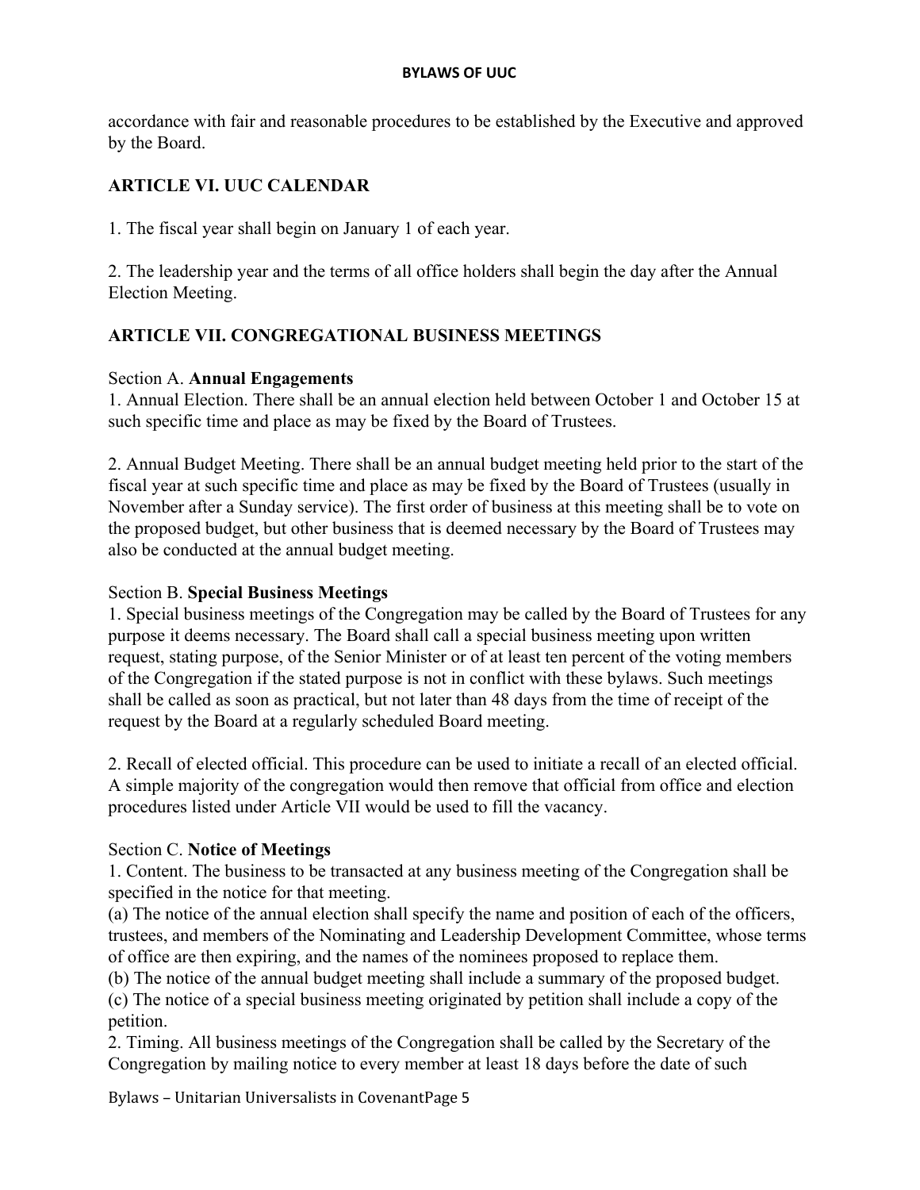accordance with fair and reasonable procedures to be established by the Executive and approved by the Board.

## ARTICLE VI. UUC CALENDAR

1. The fiscal year shall begin on January 1 of each year.

2. The leadership year and the terms of all office holders shall begin the day after the Annual Election Meeting.

## ARTICLE VII. CONGREGATIONAL BUSINESS MEETINGS

Section A. **Annual Engagements**

1. Annual Election. There shall be an annual election held between October 1 and October 15 at such specific time and place as may be fixed by the Board of Trustees.

2. Annual Budget Meeting. There shall be an annual budget meeting held prior to the start of the fiscal year at such specific time and place as may be fixed by the Board of Trustees (usually in November after a Sunday service). The first order of business at this meeting shall be to vote on the proposed budget, but other business that is deemed necessary by the Board of Trustees may also be conducted at the annual budget meeting.

Section B. **Special Business Meetings**

1. Special business meetings of the Congregation may be called by the Board of Trustees for any purpose it deems necessary. The Board shall call a special business meeting upon written request, stating purpose, of the Senior Minister or of at least ten percent of the voting members of the Congregation if the stated purpose is not in conflict with these bylaws. Such meetings shall be called as soon as practical, but not later than 48 days from the time of receipt of the request by the Board at a regularly scheduled Board meeting.

2. Recall of elected official. This procedure can be used to initiate a recall of an elected official. A simple majority of the congregation would then remove that official from office and election procedures listed under Article VII would be used to fill the vacancy.

Section C. **Notice of Meetings**

1. Content. The business to be transacted at any business meeting of the Congregation shall be specified in the notice for that meeting.
(a) The notice of the annual election shall specify the name and position of each of the officers, trustees, and members of the Nominating and Leadership Development Committee, whose terms of office are then expiring, and the names of the nominees proposed to replace them.
(b) The notice of the annual budget meeting shall include a summary of the proposed budget.
(c) The notice of a special business meeting originated by petition shall include a copy of the petition.
2. Timing. All business meetings of the Congregation shall be called by the Secretary of the Congregation by mailing notice to every member at least 18 days before the date of such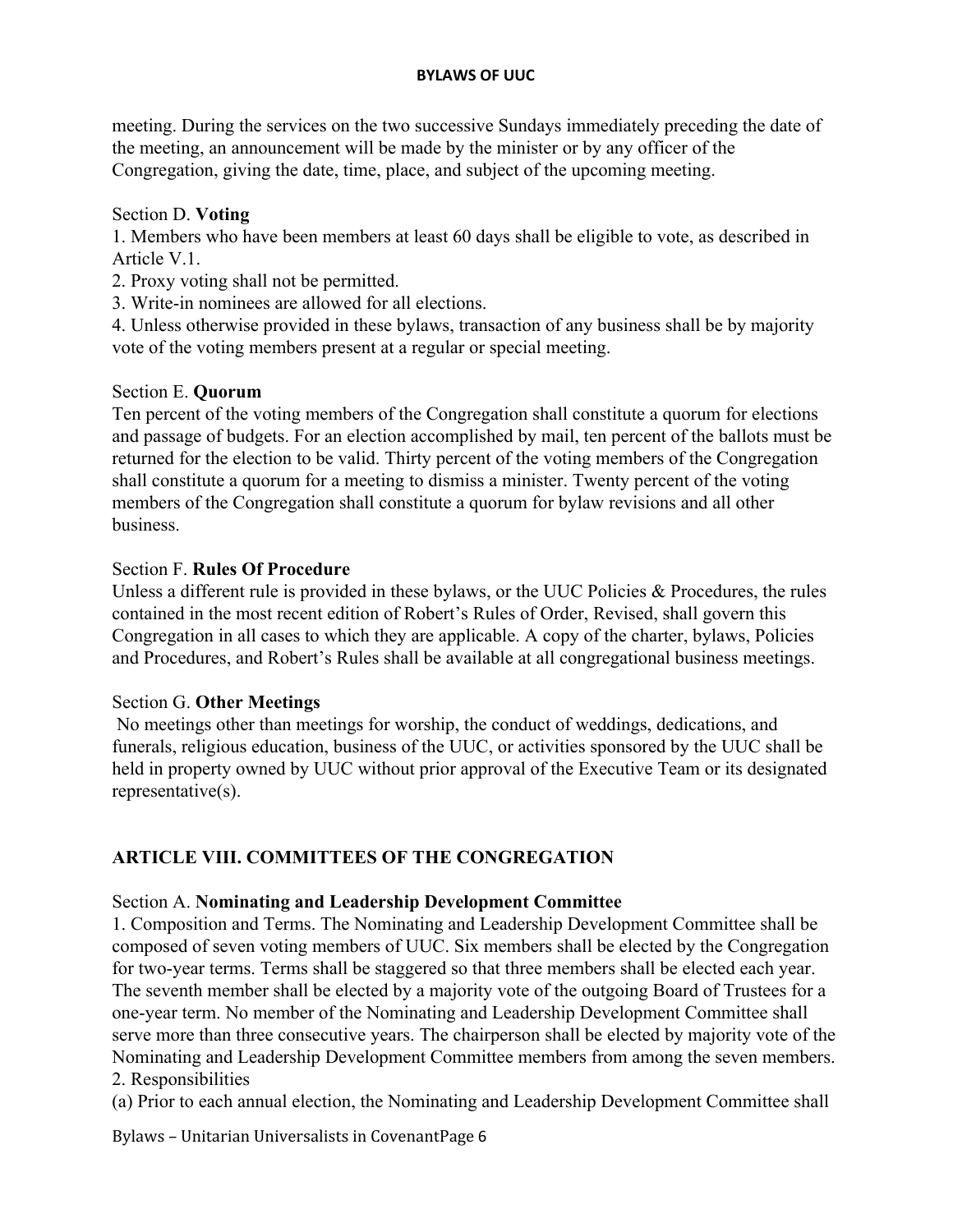meeting. During the services on the two successive Sundays immediately preceding the date of the meeting, an announcement will be made by the minister or by any officer of the Congregation, giving the date, time, place, and subject of the upcoming meeting.

Section D. **Voting**

1. Members who have been members at least 60 days shall be eligible to vote, as described in Article V.1.
2. Proxy voting shall not be permitted.
3. Write-in nominees are allowed for all elections.
4. Unless otherwise provided in these bylaws, transaction of any business shall be by majority vote of the voting members present at a regular or special meeting.

Section E. **Quorum**

Ten percent of the voting members of the Congregation shall constitute a quorum for elections and passage of budgets. For an election accomplished by mail, ten percent of the ballots must be returned for the election to be valid. Thirty percent of the voting members of the Congregation shall constitute a quorum for a meeting to dismiss a minister. Twenty percent of the voting members of the Congregation shall constitute a quorum for bylaw revisions and all other business.

Section F. **Rules Of Procedure**

Unless a different rule is provided in these bylaws, or the UUC Policies & Procedures, the rules contained in the most recent edition of Robert's Rules of Order, Revised, shall govern this Congregation in all cases to which they are applicable. A copy of the charter, bylaws, Policies and Procedures, and Robert's Rules shall be available at all congregational business meetings.

Section G. **Other Meetings**

No meetings other than meetings for worship, the conduct of weddings, dedications, and funerals, religious education, business of the UUC, or activities sponsored by the UUC shall be held in property owned by UUC without prior approval of the Executive Team or its designated representative(s).

## ARTICLE VIII. COMMITTEES OF THE CONGREGATION

Section A. **Nominating and Leadership Development Committee**

1. Composition and Terms. The Nominating and Leadership Development Committee shall be composed of seven voting members of UUC. Six members shall be elected by the Congregation for two-year terms. Terms shall be staggered so that three members shall be elected each year. The seventh member shall be elected by a majority vote of the outgoing Board of Trustees for a one-year term. No member of the Nominating and Leadership Development Committee shall serve more than three consecutive years. The chairperson shall be elected by majority vote of the Nominating and Leadership Development Committee members from among the seven members.
2. Responsibilities

(a) Prior to each annual election, the Nominating and Leadership Development Committee shall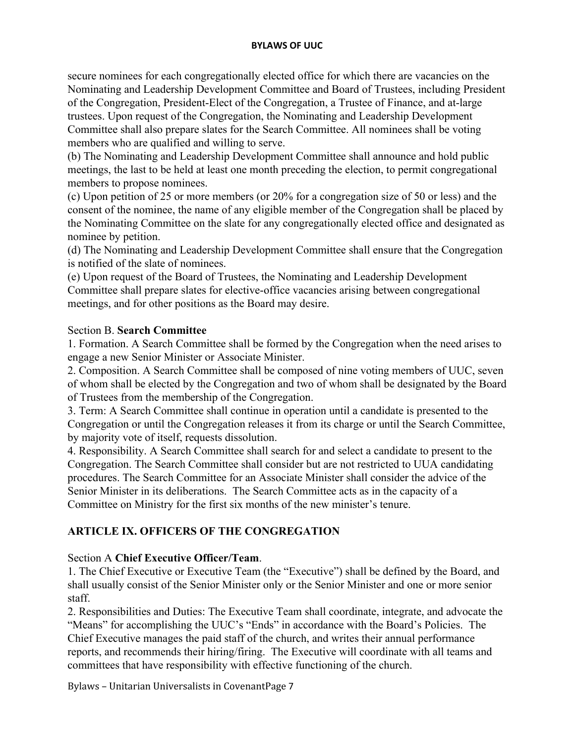secure nominees for each congregationally elected office for which there are vacancies on the Nominating and Leadership Development Committee and Board of Trustees, including President of the Congregation, President-Elect of the Congregation, a Trustee of Finance, and at-large trustees. Upon request of the Congregation, the Nominating and Leadership Development Committee shall also prepare slates for the Search Committee. All nominees shall be voting members who are qualified and willing to serve.

(b) The Nominating and Leadership Development Committee shall announce and hold public meetings, the last to be held at least one month preceding the election, to permit congregational members to propose nominees.

(c) Upon petition of 25 or more members (or 20% for a congregation size of 50 or less) and the consent of the nominee, the name of any eligible member of the Congregation shall be placed by the Nominating Committee on the slate for any congregationally elected office and designated as nominee by petition.

(d) The Nominating and Leadership Development Committee shall ensure that the Congregation is notified of the slate of nominees.

(e) Upon request of the Board of Trustees, the Nominating and Leadership Development Committee shall prepare slates for elective-office vacancies arising between congregational meetings, and for other positions as the Board may desire.

Section B. **Search Committee**

1. Formation. A Search Committee shall be formed by the Congregation when the need arises to engage a new Senior Minister or Associate Minister.
2. Composition. A Search Committee shall be composed of nine voting members of UUC, seven of whom shall be elected by the Congregation and two of whom shall be designated by the Board of Trustees from the membership of the Congregation.
3. Term: A Search Committee shall continue in operation until a candidate is presented to the Congregation or until the Congregation releases it from its charge or until the Search Committee, by majority vote of itself, requests dissolution.
4. Responsibility. A Search Committee shall search for and select a candidate to present to the Congregation. The Search Committee shall consider but are not restricted to UUA candidating procedures. The Search Committee for an Associate Minister shall consider the advice of the Senior Minister in its deliberations. The Search Committee acts as in the capacity of a Committee on Ministry for the first six months of the new minister's tenure.

## ARTICLE IX. OFFICERS OF THE CONGREGATION

Section A **Chief Executive Officer/Team**.

1. The Chief Executive or Executive Team (the "Executive") shall be defined by the Board, and shall usually consist of the Senior Minister only or the Senior Minister and one or more senior staff.
2. Responsibilities and Duties: The Executive Team shall coordinate, integrate, and advocate the "Means" for accomplishing the UUC's "Ends" in accordance with the Board's Policies. The Chief Executive manages the paid staff of the church, and writes their annual performance reports, and recommends their hiring/firing. The Executive will coordinate with all teams and committees that have responsibility with effective functioning of the church.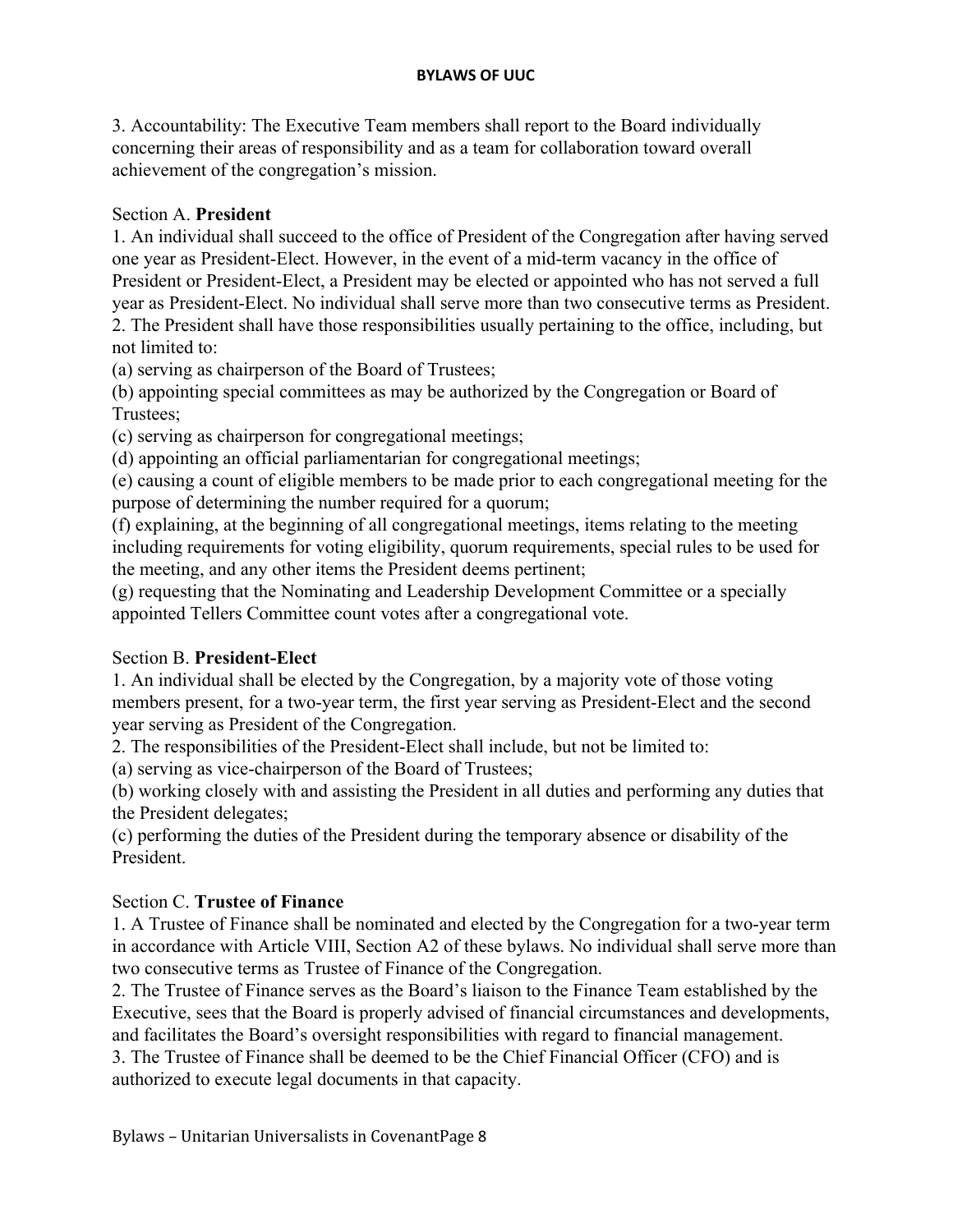3. Accountability: The Executive Team members shall report to the Board individually concerning their areas of responsibility and as a team for collaboration toward overall achievement of the congregation's mission.

Section A. **President**

1. An individual shall succeed to the office of President of the Congregation after having served one year as President-Elect. However, in the event of a mid-term vacancy in the office of President or President-Elect, a President may be elected or appointed who has not served a full year as President-Elect. No individual shall serve more than two consecutive terms as President.
2. The President shall have those responsibilities usually pertaining to the office, including, but not limited to:
(a) serving as chairperson of the Board of Trustees;
(b) appointing special committees as may be authorized by the Congregation or Board of Trustees;
(c) serving as chairperson for congregational meetings;
(d) appointing an official parliamentarian for congregational meetings;
(e) causing a count of eligible members to be made prior to each congregational meeting for the purpose of determining the number required for a quorum;
(f) explaining, at the beginning of all congregational meetings, items relating to the meeting including requirements for voting eligibility, quorum requirements, special rules to be used for the meeting, and any other items the President deems pertinent;
(g) requesting that the Nominating and Leadership Development Committee or a specially appointed Tellers Committee count votes after a congregational vote.

Section B. **President-Elect**

1. An individual shall be elected by the Congregation, by a majority vote of those voting members present, for a two-year term, the first year serving as President-Elect and the second year serving as President of the Congregation.
2. The responsibilities of the President-Elect shall include, but not be limited to:
(a) serving as vice-chairperson of the Board of Trustees;
(b) working closely with and assisting the President in all duties and performing any duties that the President delegates;
(c) performing the duties of the President during the temporary absence or disability of the President.

Section C. **Trustee of Finance**

1. A Trustee of Finance shall be nominated and elected by the Congregation for a two-year term in accordance with Article VIII, Section A2 of these bylaws. No individual shall serve more than two consecutive terms as Trustee of Finance of the Congregation.
2. The Trustee of Finance serves as the Board's liaison to the Finance Team established by the Executive, sees that the Board is properly advised of financial circumstances and developments, and facilitates the Board's oversight responsibilities with regard to financial management.
3. The Trustee of Finance shall be deemed to be the Chief Financial Officer (CFO) and is authorized to execute legal documents in that capacity.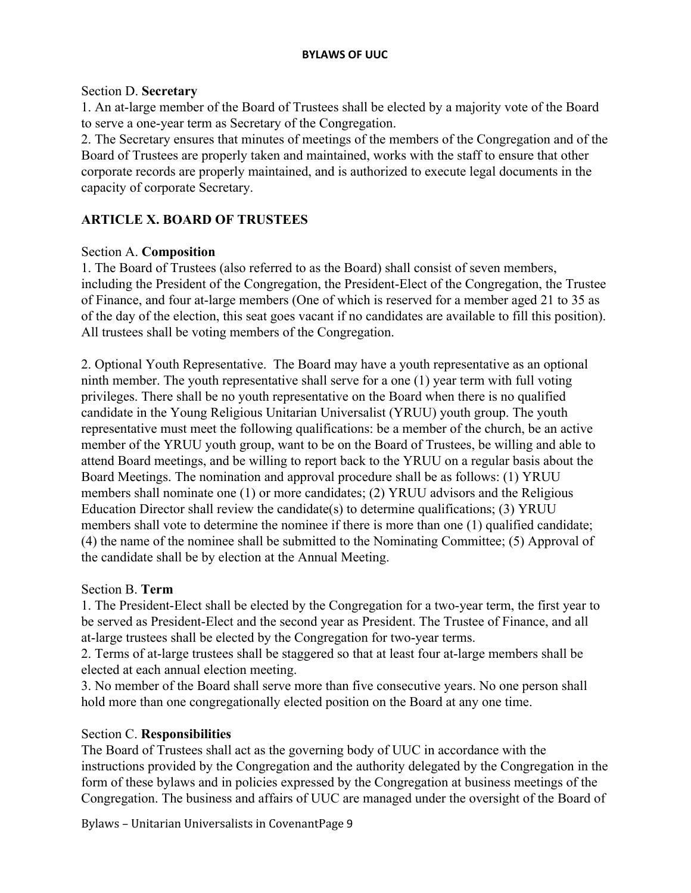Section D. **Secretary**

1. An at-large member of the Board of Trustees shall be elected by a majority vote of the Board to serve a one-year term as Secretary of the Congregation.
2. The Secretary ensures that minutes of meetings of the members of the Congregation and of the Board of Trustees are properly taken and maintained, works with the staff to ensure that other corporate records are properly maintained, and is authorized to execute legal documents in the capacity of corporate Secretary.

## ARTICLE X. BOARD OF TRUSTEES

Section A. **Composition**

1. The Board of Trustees (also referred to as the Board) shall consist of seven members, including the President of the Congregation, the President-Elect of the Congregation, the Trustee of Finance, and four at-large members (One of which is reserved for a member aged 21 to 35 as of the day of the election, this seat goes vacant if no candidates are available to fill this position). All trustees shall be voting members of the Congregation.

2. Optional Youth Representative. The Board may have a youth representative as an optional ninth member. The youth representative shall serve for a one (1) year term with full voting privileges. There shall be no youth representative on the Board when there is no qualified candidate in the Young Religious Unitarian Universalist (YRUU) youth group. The youth representative must meet the following qualifications: be a member of the church, be an active member of the YRUU youth group, want to be on the Board of Trustees, be willing and able to attend Board meetings, and be willing to report back to the YRUU on a regular basis about the Board Meetings. The nomination and approval procedure shall be as follows: (1) YRUU members shall nominate one (1) or more candidates; (2) YRUU advisors and the Religious Education Director shall review the candidate(s) to determine qualifications; (3) YRUU members shall vote to determine the nominee if there is more than one (1) qualified candidate; (4) the name of the nominee shall be submitted to the Nominating Committee; (5) Approval of the candidate shall be by election at the Annual Meeting.

Section B. **Term**

1. The President-Elect shall be elected by the Congregation for a two-year term, the first year to be served as President-Elect and the second year as President. The Trustee of Finance, and all at-large trustees shall be elected by the Congregation for two-year terms.
2. Terms of at-large trustees shall be staggered so that at least four at-large members shall be elected at each annual election meeting.
3. No member of the Board shall serve more than five consecutive years. No one person shall hold more than one congregationally elected position on the Board at any one time.

Section C. **Responsibilities**

The Board of Trustees shall act as the governing body of UUC in accordance with the instructions provided by the Congregation and the authority delegated by the Congregation in the form of these bylaws and in policies expressed by the Congregation at business meetings of the Congregation. The business and affairs of UUC are managed under the oversight of the Board of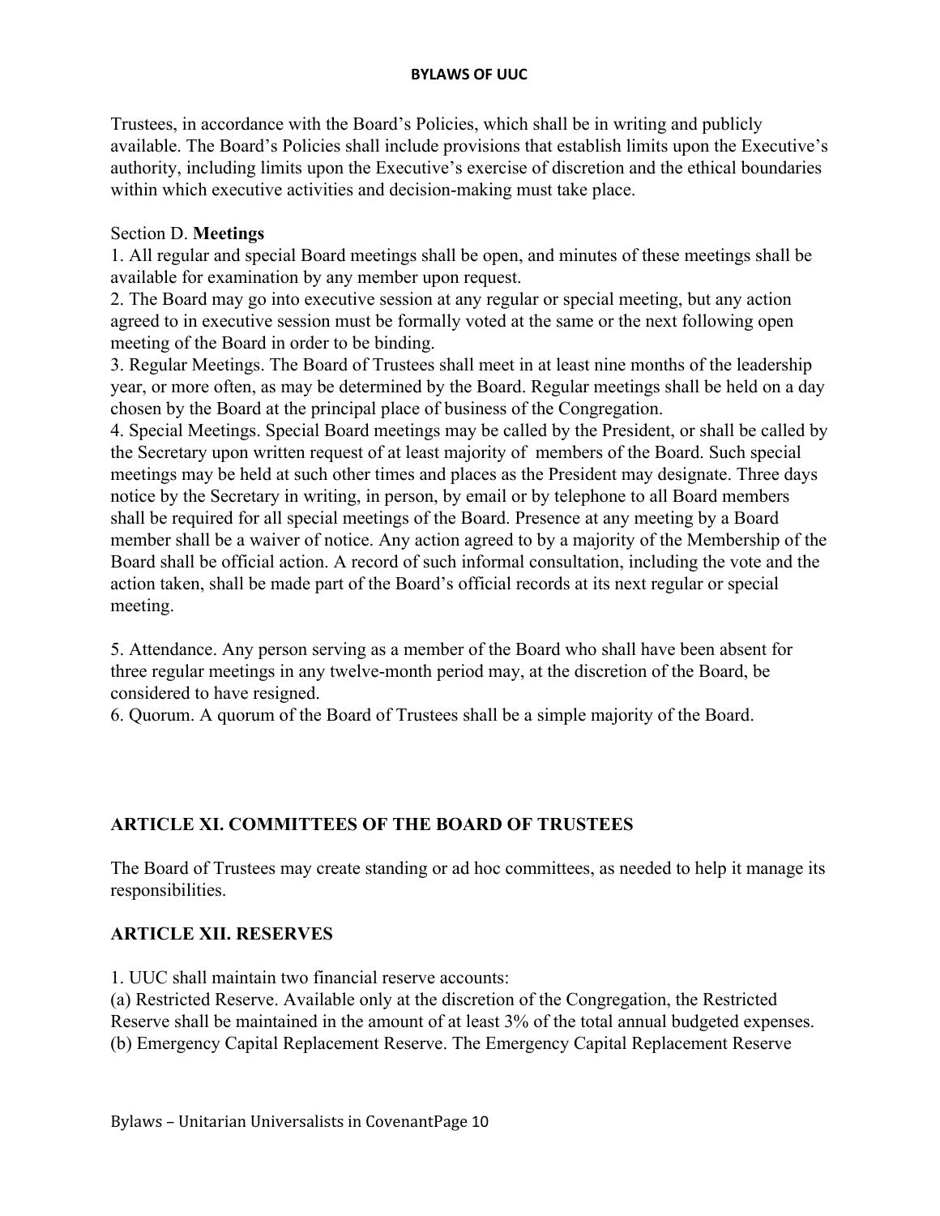Trustees, in accordance with the Board's Policies, which shall be in writing and publicly available. The Board's Policies shall include provisions that establish limits upon the Executive's authority, including limits upon the Executive's exercise of discretion and the ethical boundaries within which executive activities and decision-making must take place.

Section D. **Meetings**

1. All regular and special Board meetings shall be open, and minutes of these meetings shall be available for examination by any member upon request.
2. The Board may go into executive session at any regular or special meeting, but any action agreed to in executive session must be formally voted at the same or the next following open meeting of the Board in order to be binding.
3. Regular Meetings. The Board of Trustees shall meet in at least nine months of the leadership year, or more often, as may be determined by the Board. Regular meetings shall be held on a day chosen by the Board at the principal place of business of the Congregation.
4. Special Meetings. Special Board meetings may be called by the President, or shall be called by the Secretary upon written request of at least majority of members of the Board. Such special meetings may be held at such other times and places as the President may designate. Three days notice by the Secretary in writing, in person, by email or by telephone to all Board members shall be required for all special meetings of the Board. Presence at any meeting by a Board member shall be a waiver of notice. Any action agreed to by a majority of the Membership of the Board shall be official action. A record of such informal consultation, including the vote and the action taken, shall be made part of the Board's official records at its next regular or special meeting.

5. Attendance. Any person serving as a member of the Board who shall have been absent for three regular meetings in any twelve-month period may, at the discretion of the Board, be considered to have resigned.
6. Quorum. A quorum of the Board of Trustees shall be a simple majority of the Board.

## ARTICLE XI. COMMITTEES OF THE BOARD OF TRUSTEES

The Board of Trustees may create standing or ad hoc committees, as needed to help it manage its responsibilities.

## ARTICLE XII. RESERVES

1. UUC shall maintain two financial reserve accounts:
(a) Restricted Reserve. Available only at the discretion of the Congregation, the Restricted Reserve shall be maintained in the amount of at least 3% of the total annual budgeted expenses.
(b) Emergency Capital Replacement Reserve. The Emergency Capital Replacement Reserve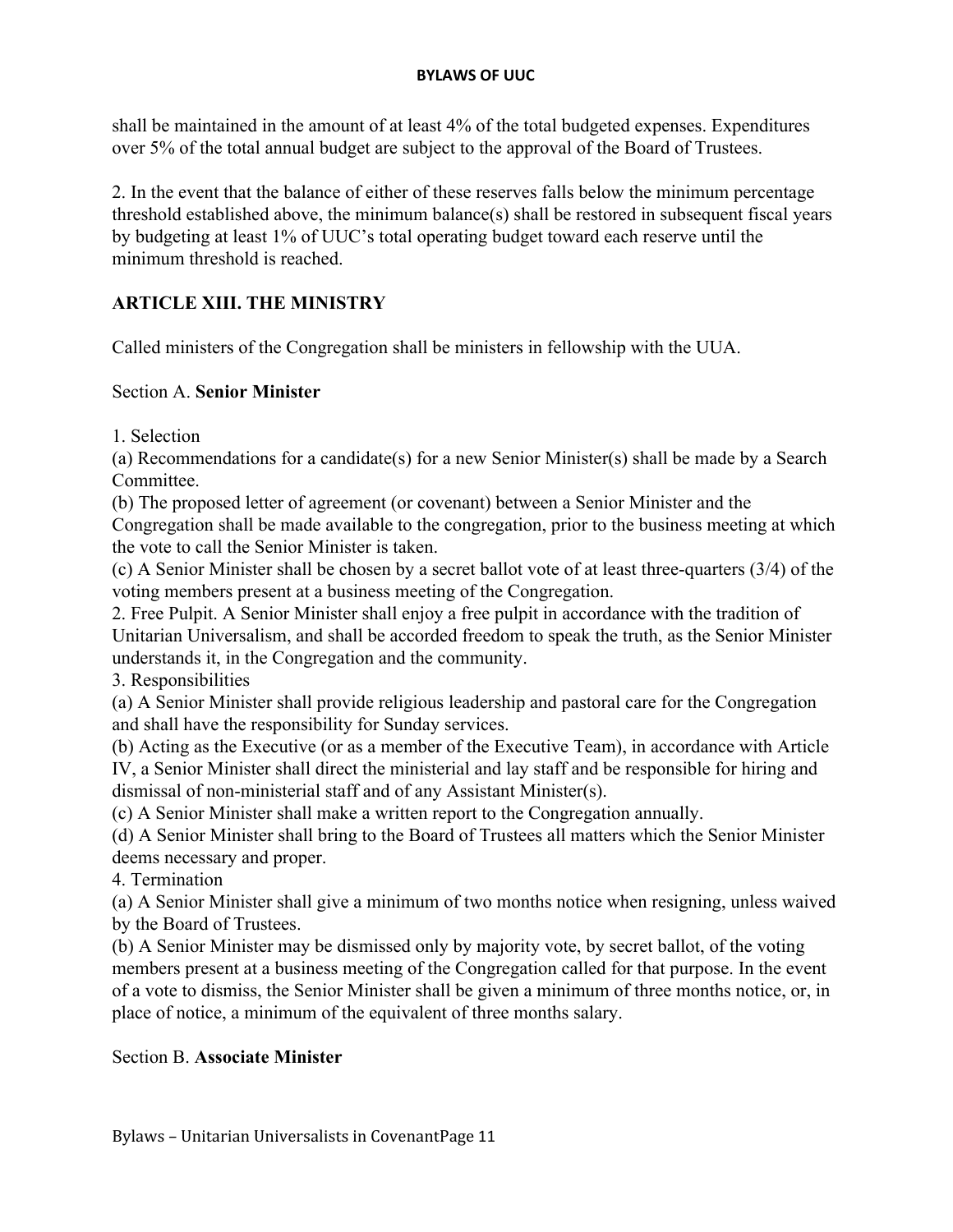shall be maintained in the amount of at least 4% of the total budgeted expenses. Expenditures over 5% of the total annual budget are subject to the approval of the Board of Trustees.

2. In the event that the balance of either of these reserves falls below the minimum percentage threshold established above, the minimum balance(s) shall be restored in subsequent fiscal years by budgeting at least 1% of UUC's total operating budget toward each reserve until the minimum threshold is reached.

## ARTICLE XIII. THE MINISTRY

Called ministers of the Congregation shall be ministers in fellowship with the UUA.

### Section A. **Senior Minister**

1. Selection
(a) Recommendations for a candidate(s) for a new Senior Minister(s) shall be made by a Search Committee.
(b) The proposed letter of agreement (or covenant) between a Senior Minister and the Congregation shall be made available to the congregation, prior to the business meeting at which the vote to call the Senior Minister is taken.
(c) A Senior Minister shall be chosen by a secret ballot vote of at least three-quarters (3/4) of the voting members present at a business meeting of the Congregation.
2. Free Pulpit. A Senior Minister shall enjoy a free pulpit in accordance with the tradition of Unitarian Universalism, and shall be accorded freedom to speak the truth, as the Senior Minister understands it, in the Congregation and the community.
3. Responsibilities
(a) A Senior Minister shall provide religious leadership and pastoral care for the Congregation and shall have the responsibility for Sunday services.
(b) Acting as the Executive (or as a member of the Executive Team), in accordance with Article IV, a Senior Minister shall direct the ministerial and lay staff and be responsible for hiring and dismissal of non-ministerial staff and of any Assistant Minister(s).
(c) A Senior Minister shall make a written report to the Congregation annually.
(d) A Senior Minister shall bring to the Board of Trustees all matters which the Senior Minister deems necessary and proper.
4. Termination
(a) A Senior Minister shall give a minimum of two months notice when resigning, unless waived by the Board of Trustees.
(b) A Senior Minister may be dismissed only by majority vote, by secret ballot, of the voting members present at a business meeting of the Congregation called for that purpose. In the event of a vote to dismiss, the Senior Minister shall be given a minimum of three months notice, or, in place of notice, a minimum of the equivalent of three months salary.

### Section B. **Associate Minister**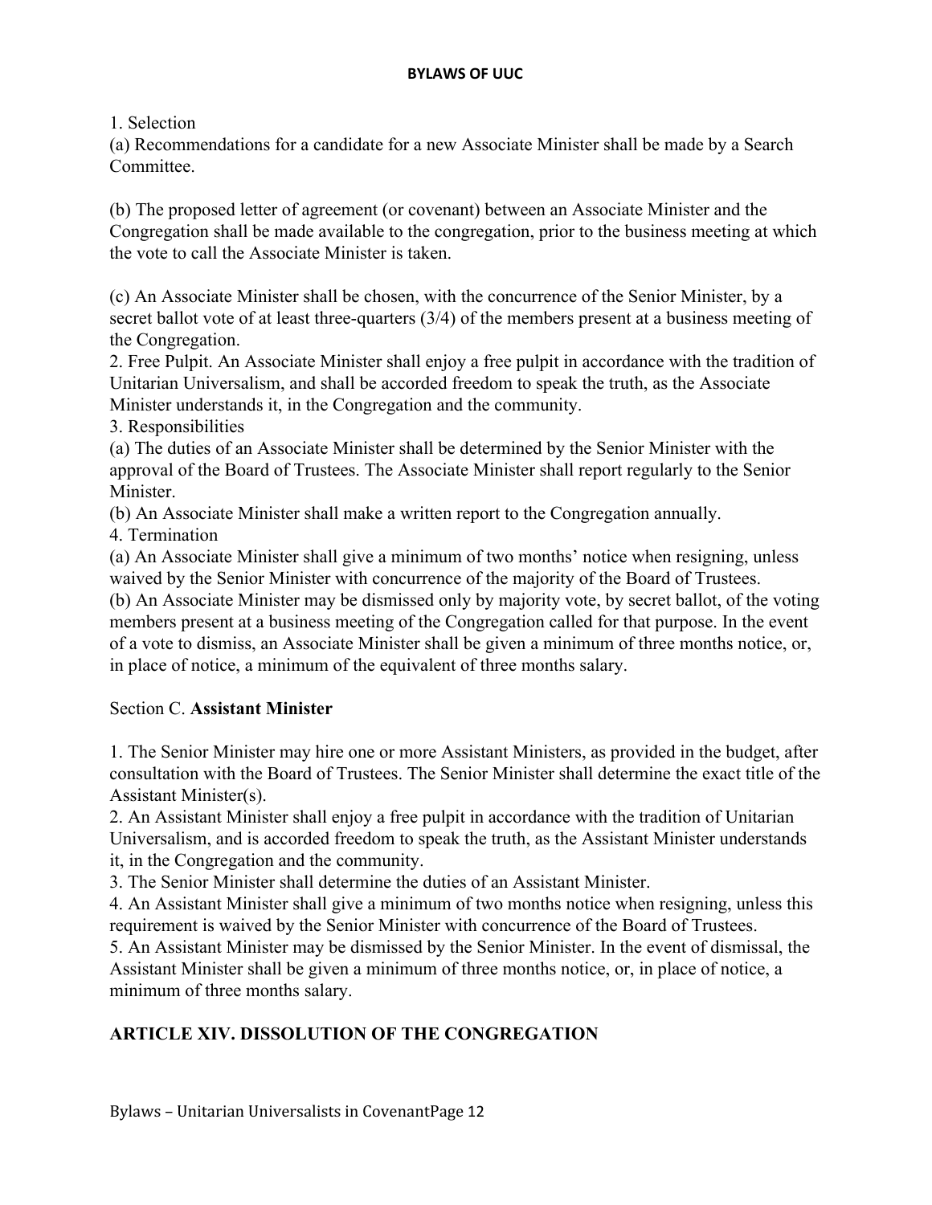1. Selection

(a) Recommendations for a candidate for a new Associate Minister shall be made by a Search Committee.

(b) The proposed letter of agreement (or covenant) between an Associate Minister and the Congregation shall be made available to the congregation, prior to the business meeting at which the vote to call the Associate Minister is taken.

(c) An Associate Minister shall be chosen, with the concurrence of the Senior Minister, by a secret ballot vote of at least three-quarters (3/4) of the members present at a business meeting of the Congregation.

2. Free Pulpit. An Associate Minister shall enjoy a free pulpit in accordance with the tradition of Unitarian Universalism, and shall be accorded freedom to speak the truth, as the Associate Minister understands it, in the Congregation and the community.

3. Responsibilities

(a) The duties of an Associate Minister shall be determined by the Senior Minister with the approval of the Board of Trustees. The Associate Minister shall report regularly to the Senior Minister.

(b) An Associate Minister shall make a written report to the Congregation annually.

4. Termination

(a) An Associate Minister shall give a minimum of two months' notice when resigning, unless waived by the Senior Minister with concurrence of the majority of the Board of Trustees.

(b) An Associate Minister may be dismissed only by majority vote, by secret ballot, of the voting members present at a business meeting of the Congregation called for that purpose. In the event of a vote to dismiss, an Associate Minister shall be given a minimum of three months notice, or, in place of notice, a minimum of the equivalent of three months salary.

### Section C. **Assistant Minister**

1. The Senior Minister may hire one or more Assistant Ministers, as provided in the budget, after consultation with the Board of Trustees. The Senior Minister shall determine the exact title of the Assistant Minister(s).
2. An Assistant Minister shall enjoy a free pulpit in accordance with the tradition of Unitarian Universalism, and is accorded freedom to speak the truth, as the Assistant Minister understands it, in the Congregation and the community.
3. The Senior Minister shall determine the duties of an Assistant Minister.
4. An Assistant Minister shall give a minimum of two months notice when resigning, unless this requirement is waived by the Senior Minister with concurrence of the Board of Trustees.
5. An Assistant Minister may be dismissed by the Senior Minister. In the event of dismissal, the Assistant Minister shall be given a minimum of three months notice, or, in place of notice, a minimum of three months salary.

## ARTICLE XIV. DISSOLUTION OF THE CONGREGATION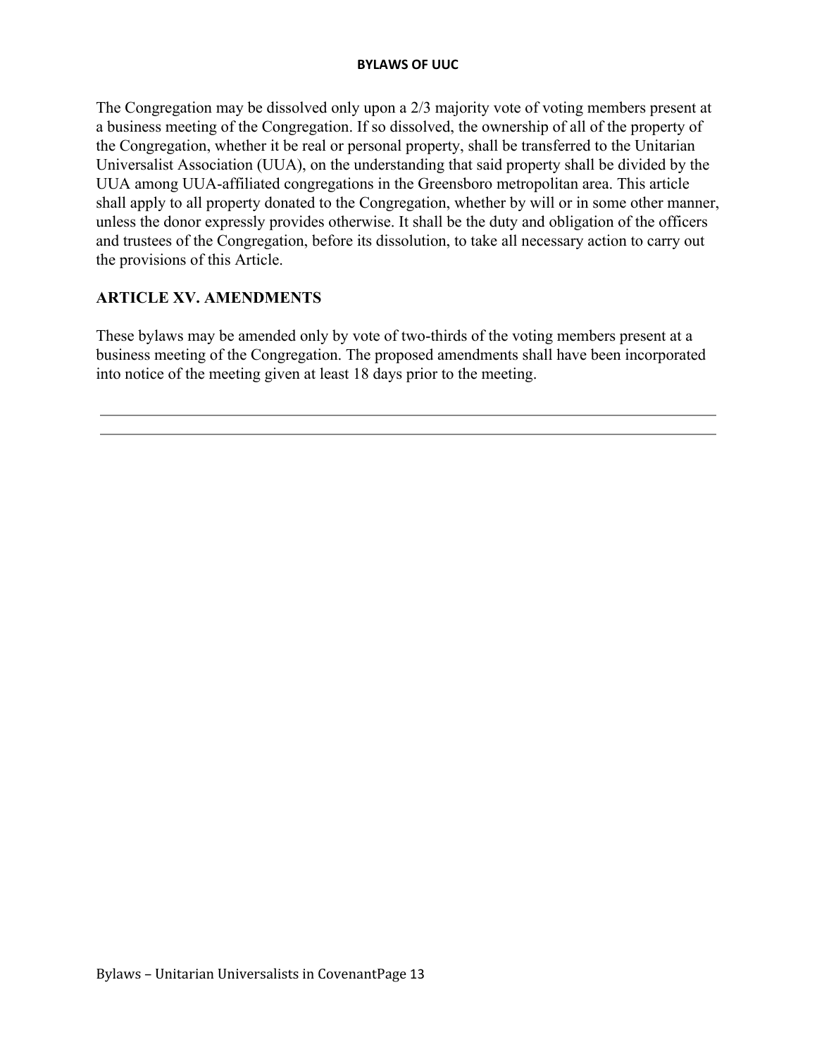The Congregation may be dissolved only upon a 2/3 majority vote of voting members present at a business meeting of the Congregation. If so dissolved, the ownership of all of the property of the Congregation, whether it be real or personal property, shall be transferred to the Unitarian Universalist Association (UUA), on the understanding that said property shall be divided by the UUA among UUA-affiliated congregations in the Greensboro metropolitan area. This article shall apply to all property donated to the Congregation, whether by will or in some other manner, unless the donor expressly provides otherwise. It shall be the duty and obligation of the officers and trustees of the Congregation, before its dissolution, to take all necessary action to carry out the provisions of this Article.

## ARTICLE XV. AMENDMENTS

These bylaws may be amended only by vote of two-thirds of the voting members present at a business meeting of the Congregation. The proposed amendments shall have been incorporated into notice of the meeting given at least 18 days prior to the meeting.

---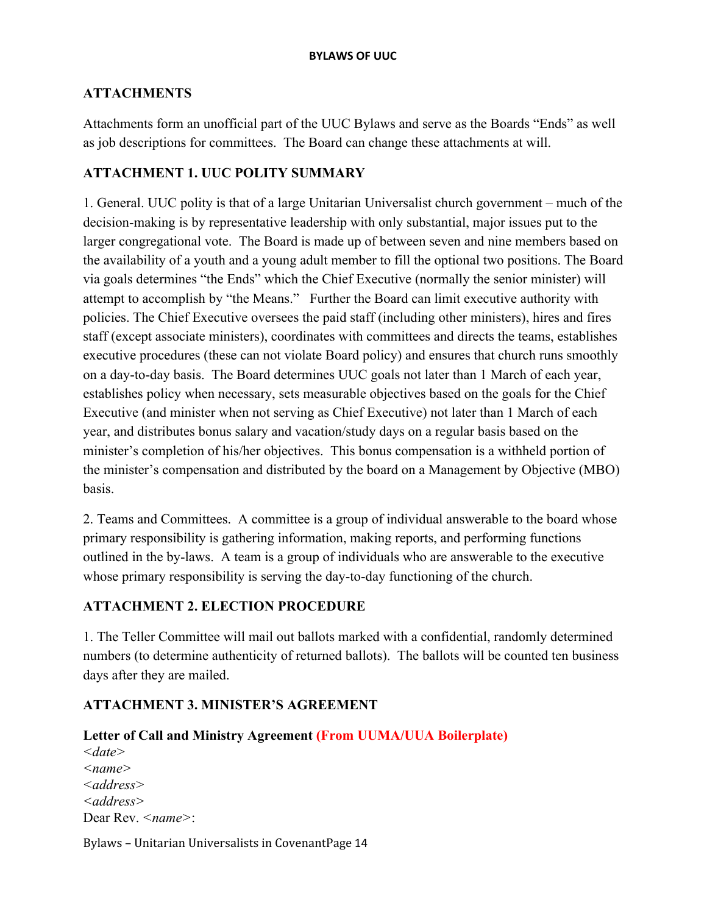## ATTACHMENTS

Attachments form an unofficial part of the UUC Bylaws and serve as the Boards "Ends" as well as job descriptions for committees. The Board can change these attachments at will.

## ATTACHMENT 1. UUC POLITY SUMMARY

1. General. UUC polity is that of a large Unitarian Universalist church government – much of the decision-making is by representative leadership with only substantial, major issues put to the larger congregational vote. The Board is made up of between seven and nine members based on the availability of a youth and a young adult member to fill the optional two positions. The Board via goals determines "the Ends" which the Chief Executive (normally the senior minister) will attempt to accomplish by "the Means." Further the Board can limit executive authority with policies. The Chief Executive oversees the paid staff (including other ministers), hires and fires staff (except associate ministers), coordinates with committees and directs the teams, establishes executive procedures (these can not violate Board policy) and ensures that church runs smoothly on a day-to-day basis. The Board determines UUC goals not later than 1 March of each year, establishes policy when necessary, sets measurable objectives based on the goals for the Chief Executive (and minister when not serving as Chief Executive) not later than 1 March of each year, and distributes bonus salary and vacation/study days on a regular basis based on the minister's completion of his/her objectives. This bonus compensation is a withheld portion of the minister's compensation and distributed by the board on a Management by Objective (MBO) basis.

2. Teams and Committees. A committee is a group of individual answerable to the board whose primary responsibility is gathering information, making reports, and performing functions outlined in the by-laws. A team is a group of individuals who are answerable to the executive whose primary responsibility is serving the day-to-day functioning of the church.

## ATTACHMENT 2. ELECTION PROCEDURE

1. The Teller Committee will mail out ballots marked with a confidential, randomly determined numbers (to determine authenticity of returned ballots). The ballots will be counted ten business days after they are mailed.

## ATTACHMENT 3. MINISTER'S AGREEMENT

**Letter of Call and Ministry Agreement (From UUMA/UUA Boilerplate)**

*<date>*
*<name>*
*<address>*
*<address>*
Dear Rev. *<name>*: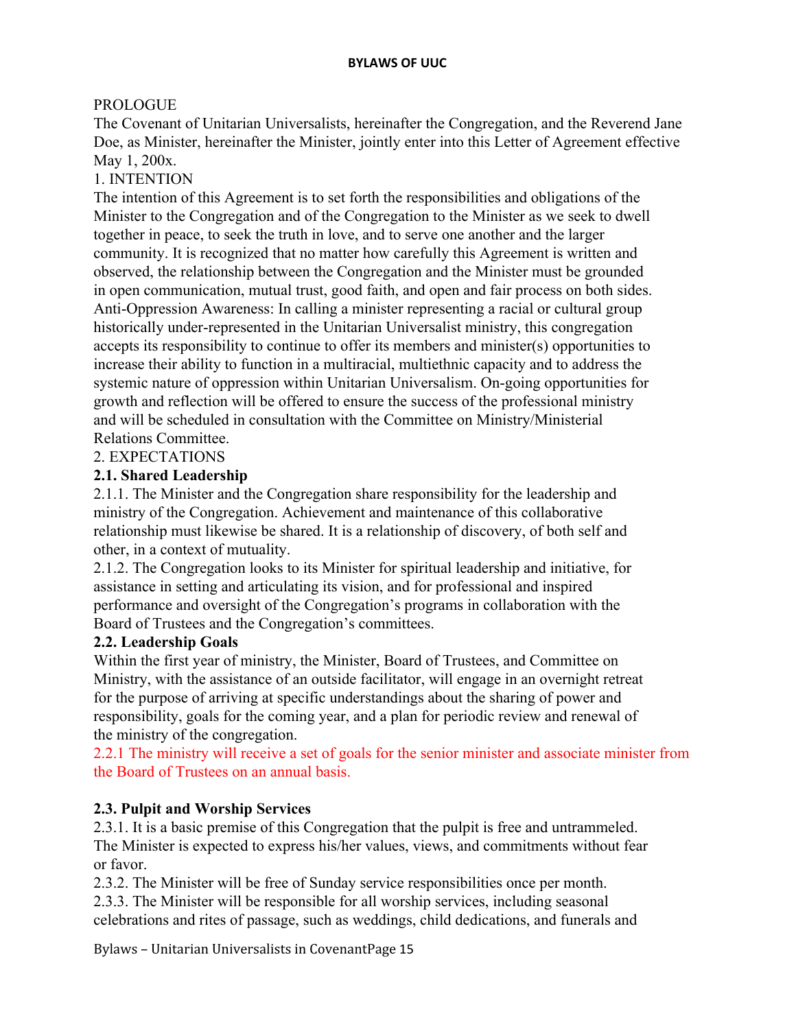PROLOGUE

The Covenant of Unitarian Universalists, hereinafter the Congregation, and the Reverend Jane Doe, as Minister, hereinafter the Minister, jointly enter into this Letter of Agreement effective May 1, 200x.

1. INTENTION

The intention of this Agreement is to set forth the responsibilities and obligations of the Minister to the Congregation and of the Congregation to the Minister as we seek to dwell together in peace, to seek the truth in love, and to serve one another and the larger community. It is recognized that no matter how carefully this Agreement is written and observed, the relationship between the Congregation and the Minister must be grounded in open communication, mutual trust, good faith, and open and fair process on both sides. Anti-Oppression Awareness: In calling a minister representing a racial or cultural group historically under-represented in the Unitarian Universalist ministry, this congregation accepts its responsibility to continue to offer its members and minister(s) opportunities to increase their ability to function in a multiracial, multiethnic capacity and to address the systemic nature of oppression within Unitarian Universalism. On-going opportunities for growth and reflection will be offered to ensure the success of the professional ministry and will be scheduled in consultation with the Committee on Ministry/Ministerial Relations Committee.

2. EXPECTATIONS

**2.1. Shared Leadership**

2.1.1. The Minister and the Congregation share responsibility for the leadership and ministry of the Congregation. Achievement and maintenance of this collaborative relationship must likewise be shared. It is a relationship of discovery, of both self and other, in a context of mutuality.

2.1.2. The Congregation looks to its Minister for spiritual leadership and initiative, for assistance in setting and articulating its vision, and for professional and inspired performance and oversight of the Congregation's programs in collaboration with the Board of Trustees and the Congregation's committees.

**2.2. Leadership Goals**

Within the first year of ministry, the Minister, Board of Trustees, and Committee on Ministry, with the assistance of an outside facilitator, will engage in an overnight retreat for the purpose of arriving at specific understandings about the sharing of power and responsibility, goals for the coming year, and a plan for periodic review and renewal of the ministry of the congregation.

2.2.1 The ministry will receive a set of goals for the senior minister and associate minister from the Board of Trustees on an annual basis.

**2.3. Pulpit and Worship Services**

2.3.1. It is a basic premise of this Congregation that the pulpit is free and untrammeled. The Minister is expected to express his/her values, views, and commitments without fear or favor.

2.3.2. The Minister will be free of Sunday service responsibilities once per month.

2.3.3. The Minister will be responsible for all worship services, including seasonal celebrations and rites of passage, such as weddings, child dedications, and funerals and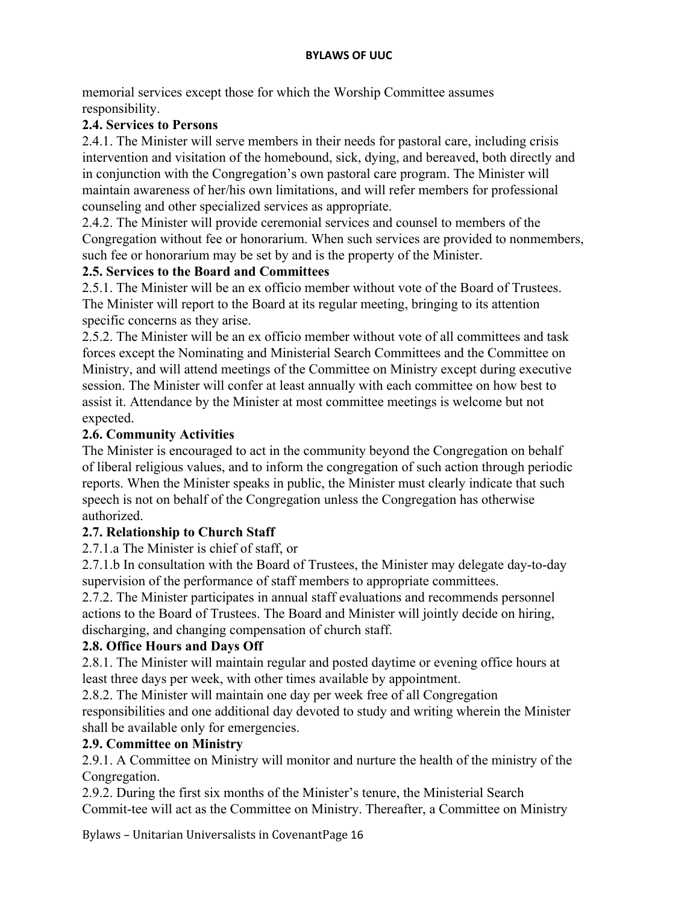memorial services except those for which the Worship Committee assumes responsibility.

**2.4. Services to Persons**

2.4.1. The Minister will serve members in their needs for pastoral care, including crisis intervention and visitation of the homebound, sick, dying, and bereaved, both directly and in conjunction with the Congregation's own pastoral care program. The Minister will maintain awareness of her/his own limitations, and will refer members for professional counseling and other specialized services as appropriate.

2.4.2. The Minister will provide ceremonial services and counsel to members of the Congregation without fee or honorarium. When such services are provided to nonmembers, such fee or honorarium may be set by and is the property of the Minister.

**2.5. Services to the Board and Committees**

2.5.1. The Minister will be an ex officio member without vote of the Board of Trustees. The Minister will report to the Board at its regular meeting, bringing to its attention specific concerns as they arise.

2.5.2. The Minister will be an ex officio member without vote of all committees and task forces except the Nominating and Ministerial Search Committees and the Committee on Ministry, and will attend meetings of the Committee on Ministry except during executive session. The Minister will confer at least annually with each committee on how best to assist it. Attendance by the Minister at most committee meetings is welcome but not expected.

**2.6. Community Activities**

The Minister is encouraged to act in the community beyond the Congregation on behalf of liberal religious values, and to inform the congregation of such action through periodic reports. When the Minister speaks in public, the Minister must clearly indicate that such speech is not on behalf of the Congregation unless the Congregation has otherwise authorized.

**2.7. Relationship to Church Staff**

2.7.1.a The Minister is chief of staff, or

2.7.1.b In consultation with the Board of Trustees, the Minister may delegate day-to-day supervision of the performance of staff members to appropriate committees.

2.7.2. The Minister participates in annual staff evaluations and recommends personnel actions to the Board of Trustees. The Board and Minister will jointly decide on hiring, discharging, and changing compensation of church staff.

**2.8. Office Hours and Days Off**

2.8.1. The Minister will maintain regular and posted daytime or evening office hours at least three days per week, with other times available by appointment.

2.8.2. The Minister will maintain one day per week free of all Congregation responsibilities and one additional day devoted to study and writing wherein the Minister shall be available only for emergencies.

**2.9. Committee on Ministry**

2.9.1. A Committee on Ministry will monitor and nurture the health of the ministry of the Congregation.

2.9.2. During the first six months of the Minister's tenure, the Ministerial Search Commit-tee will act as the Committee on Ministry. Thereafter, a Committee on Ministry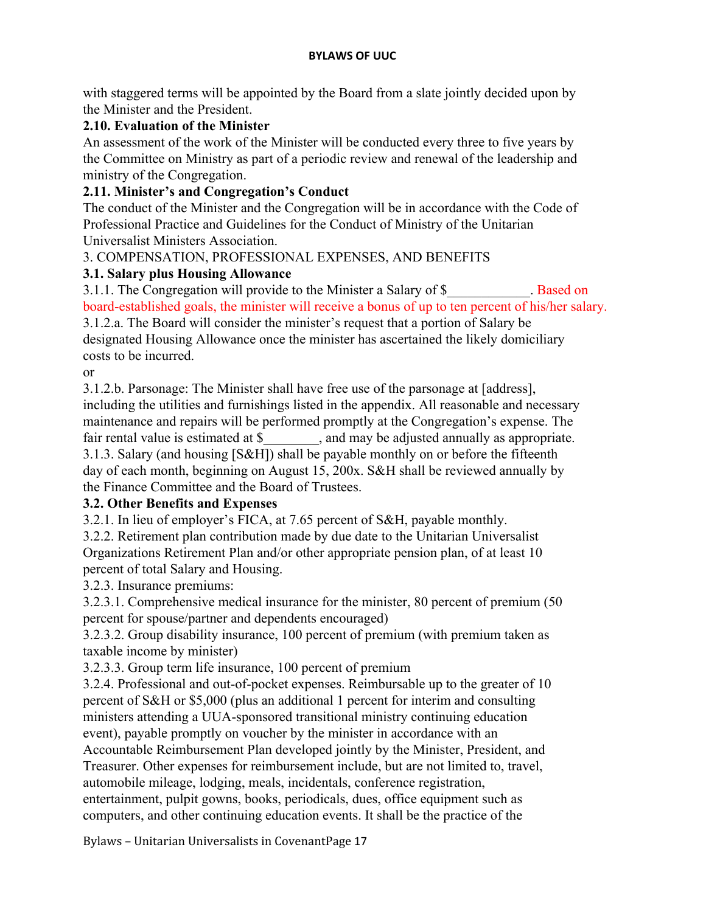with staggered terms will be appointed by the Board from a slate jointly decided upon by the Minister and the President.

**2.10. Evaluation of the Minister**

An assessment of the work of the Minister will be conducted every three to five years by the Committee on Ministry as part of a periodic review and renewal of the leadership and ministry of the Congregation.

**2.11. Minister's and Congregation's Conduct**

The conduct of the Minister and the Congregation will be in accordance with the Code of Professional Practice and Guidelines for the Conduct of Ministry of the Unitarian Universalist Ministers Association.

3. COMPENSATION, PROFESSIONAL EXPENSES, AND BENEFITS

**3.1. Salary plus Housing Allowance**

3.1.1. The Congregation will provide to the Minister a Salary of $____________. Based on board-established goals, the minister will receive a bonus of up to ten percent of his/her salary.

3.1.2.a. The Board will consider the minister's request that a portion of Salary be designated Housing Allowance once the minister has ascertained the likely domiciliary costs to be incurred.

or

3.1.2.b. Parsonage: The Minister shall have free use of the parsonage at [address], including the utilities and furnishings listed in the appendix. All reasonable and necessary maintenance and repairs will be performed promptly at the Congregation's expense. The fair rental value is estimated at $________, and may be adjusted annually as appropriate.

3.1.3. Salary (and housing [S&H]) shall be payable monthly on or before the fifteenth day of each month, beginning on August 15, 200x. S&H shall be reviewed annually by the Finance Committee and the Board of Trustees.

**3.2. Other Benefits and Expenses**

3.2.1. In lieu of employer's FICA, at 7.65 percent of S&H, payable monthly.

3.2.2. Retirement plan contribution made by due date to the Unitarian Universalist Organizations Retirement Plan and/or other appropriate pension plan, of at least 10 percent of total Salary and Housing.

3.2.3. Insurance premiums:

3.2.3.1. Comprehensive medical insurance for the minister, 80 percent of premium (50 percent for spouse/partner and dependents encouraged)

3.2.3.2. Group disability insurance, 100 percent of premium (with premium taken as taxable income by minister)

3.2.3.3. Group term life insurance, 100 percent of premium

3.2.4. Professional and out-of-pocket expenses. Reimbursable up to the greater of 10 percent of S&H or $5,000 (plus an additional 1 percent for interim and consulting ministers attending a UUA-sponsored transitional ministry continuing education event), payable promptly on voucher by the minister in accordance with an Accountable Reimbursement Plan developed jointly by the Minister, President, and Treasurer. Other expenses for reimbursement include, but are not limited to, travel, automobile mileage, lodging, meals, incidentals, conference registration, entertainment, pulpit gowns, books, periodicals, dues, office equipment such as computers, and other continuing education events. It shall be the practice of the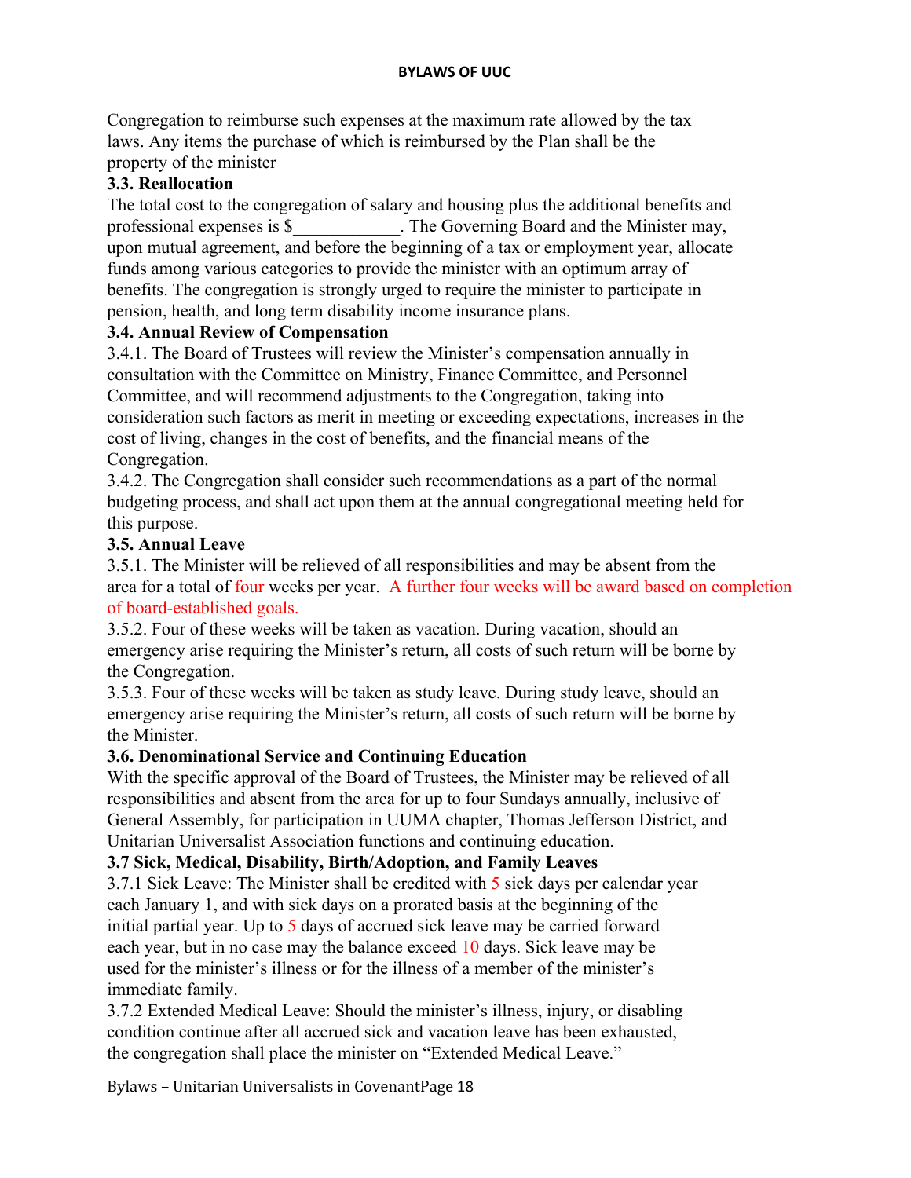Congregation to reimburse such expenses at the maximum rate allowed by the tax laws. Any items the purchase of which is reimbursed by the Plan shall be the property of the minister

**3.3. Reallocation**

The total cost to the congregation of salary and housing plus the additional benefits and professional expenses is $____________. The Governing Board and the Minister may, upon mutual agreement, and before the beginning of a tax or employment year, allocate funds among various categories to provide the minister with an optimum array of benefits. The congregation is strongly urged to require the minister to participate in pension, health, and long term disability income insurance plans.

**3.4. Annual Review of Compensation**

3.4.1. The Board of Trustees will review the Minister's compensation annually in consultation with the Committee on Ministry, Finance Committee, and Personnel Committee, and will recommend adjustments to the Congregation, taking into consideration such factors as merit in meeting or exceeding expectations, increases in the cost of living, changes in the cost of benefits, and the financial means of the Congregation.

3.4.2. The Congregation shall consider such recommendations as a part of the normal budgeting process, and shall act upon them at the annual congregational meeting held for this purpose.

**3.5. Annual Leave**

3.5.1. The Minister will be relieved of all responsibilities and may be absent from the area for a total of four weeks per year. A further four weeks will be award based on completion of board-established goals.

3.5.2. Four of these weeks will be taken as vacation. During vacation, should an emergency arise requiring the Minister's return, all costs of such return will be borne by the Congregation.

3.5.3. Four of these weeks will be taken as study leave. During study leave, should an emergency arise requiring the Minister's return, all costs of such return will be borne by the Minister.

**3.6. Denominational Service and Continuing Education**

With the specific approval of the Board of Trustees, the Minister may be relieved of all responsibilities and absent from the area for up to four Sundays annually, inclusive of General Assembly, for participation in UUMA chapter, Thomas Jefferson District, and Unitarian Universalist Association functions and continuing education.

**3.7 Sick, Medical, Disability, Birth/Adoption, and Family Leaves**

3.7.1 Sick Leave: The Minister shall be credited with 5 sick days per calendar year each January 1, and with sick days on a prorated basis at the beginning of the initial partial year. Up to 5 days of accrued sick leave may be carried forward each year, but in no case may the balance exceed 10 days. Sick leave may be used for the minister's illness or for the illness of a member of the minister's immediate family.

3.7.2 Extended Medical Leave: Should the minister's illness, injury, or disabling condition continue after all accrued sick and vacation leave has been exhausted, the congregation shall place the minister on "Extended Medical Leave."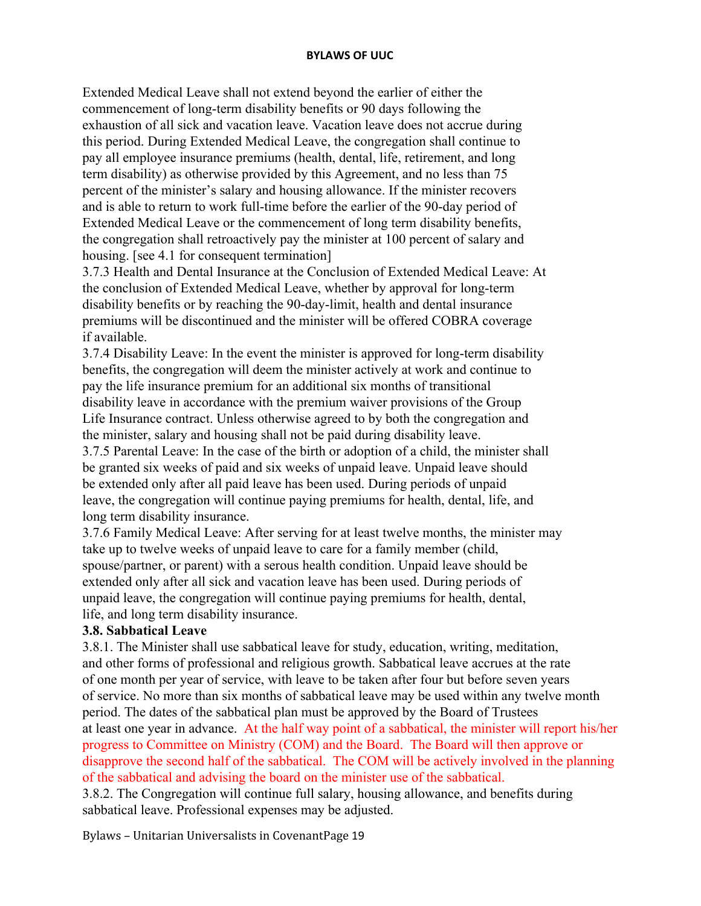Extended Medical Leave shall not extend beyond the earlier of either the commencement of long-term disability benefits or 90 days following the exhaustion of all sick and vacation leave. Vacation leave does not accrue during this period. During Extended Medical Leave, the congregation shall continue to pay all employee insurance premiums (health, dental, life, retirement, and long term disability) as otherwise provided by this Agreement, and no less than 75 percent of the minister's salary and housing allowance. If the minister recovers and is able to return to work full-time before the earlier of the 90-day period of Extended Medical Leave or the commencement of long term disability benefits, the congregation shall retroactively pay the minister at 100 percent of salary and housing. [see 4.1 for consequent termination]

3.7.3 Health and Dental Insurance at the Conclusion of Extended Medical Leave: At the conclusion of Extended Medical Leave, whether by approval for long-term disability benefits or by reaching the 90-day-limit, health and dental insurance premiums will be discontinued and the minister will be offered COBRA coverage if available.

3.7.4 Disability Leave: In the event the minister is approved for long-term disability benefits, the congregation will deem the minister actively at work and continue to pay the life insurance premium for an additional six months of transitional disability leave in accordance with the premium waiver provisions of the Group Life Insurance contract. Unless otherwise agreed to by both the congregation and the minister, salary and housing shall not be paid during disability leave.

3.7.5 Parental Leave: In the case of the birth or adoption of a child, the minister shall be granted six weeks of paid and six weeks of unpaid leave. Unpaid leave should be extended only after all paid leave has been used. During periods of unpaid leave, the congregation will continue paying premiums for health, dental, life, and long term disability insurance.

3.7.6 Family Medical Leave: After serving for at least twelve months, the minister may take up to twelve weeks of unpaid leave to care for a family member (child, spouse/partner, or parent) with a serous health condition. Unpaid leave should be extended only after all sick and vacation leave has been used. During periods of unpaid leave, the congregation will continue paying premiums for health, dental, life, and long term disability insurance.

**3.8. Sabbatical Leave**

3.8.1. The Minister shall use sabbatical leave for study, education, writing, meditation, and other forms of professional and religious growth. Sabbatical leave accrues at the rate of one month per year of service, with leave to be taken after four but before seven years of service. No more than six months of sabbatical leave may be used within any twelve month period. The dates of the sabbatical plan must be approved by the Board of Trustees at least one year in advance. At the half way point of a sabbatical, the minister will report his/her progress to Committee on Ministry (COM) and the Board. The Board will then approve or disapprove the second half of the sabbatical. The COM will be actively involved in the planning of the sabbatical and advising the board on the minister use of the sabbatical.

3.8.2. The Congregation will continue full salary, housing allowance, and benefits during sabbatical leave. Professional expenses may be adjusted.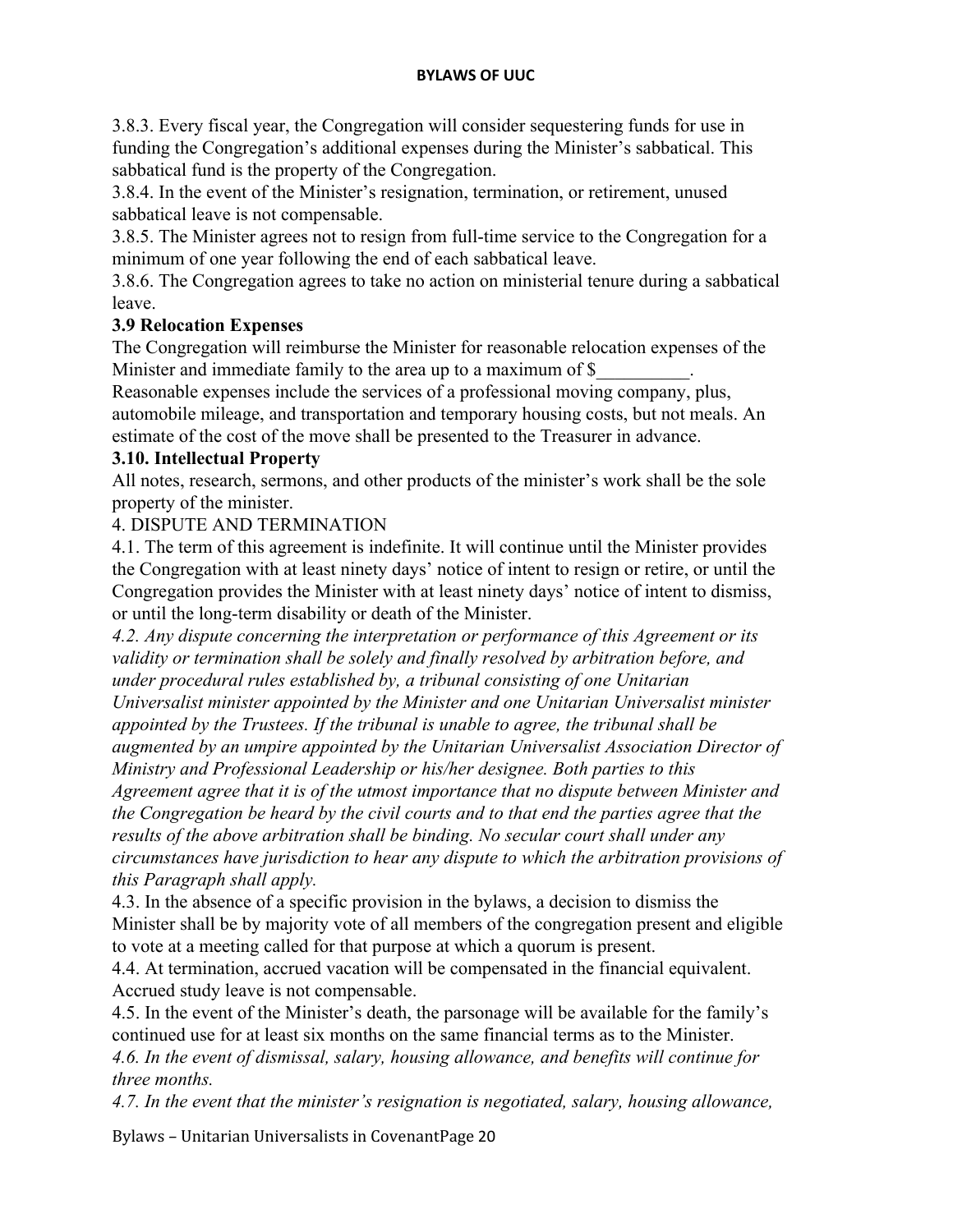3.8.3. Every fiscal year, the Congregation will consider sequestering funds for use in funding the Congregation's additional expenses during the Minister's sabbatical. This sabbatical fund is the property of the Congregation.

3.8.4. In the event of the Minister's resignation, termination, or retirement, unused sabbatical leave is not compensable.

3.8.5. The Minister agrees not to resign from full-time service to the Congregation for a minimum of one year following the end of each sabbatical leave.

3.8.6. The Congregation agrees to take no action on ministerial tenure during a sabbatical leave.

**3.9 Relocation Expenses**

The Congregation will reimburse the Minister for reasonable relocation expenses of the Minister and immediate family to the area up to a maximum of $__________. Reasonable expenses include the services of a professional moving company, plus, automobile mileage, and transportation and temporary housing costs, but not meals. An estimate of the cost of the move shall be presented to the Treasurer in advance.

**3.10. Intellectual Property**

All notes, research, sermons, and other products of the minister's work shall be the sole property of the minister.

4. DISPUTE AND TERMINATION

4.1. The term of this agreement is indefinite. It will continue until the Minister provides the Congregation with at least ninety days' notice of intent to resign or retire, or until the Congregation provides the Minister with at least ninety days' notice of intent to dismiss, or until the long-term disability or death of the Minister.

*4.2. Any dispute concerning the interpretation or performance of this Agreement or its validity or termination shall be solely and finally resolved by arbitration before, and under procedural rules established by, a tribunal consisting of one Unitarian Universalist minister appointed by the Minister and one Unitarian Universalist minister appointed by the Trustees. If the tribunal is unable to agree, the tribunal shall be augmented by an umpire appointed by the Unitarian Universalist Association Director of Ministry and Professional Leadership or his/her designee. Both parties to this Agreement agree that it is of the utmost importance that no dispute between Minister and the Congregation be heard by the civil courts and to that end the parties agree that the results of the above arbitration shall be binding. No secular court shall under any circumstances have jurisdiction to hear any dispute to which the arbitration provisions of this Paragraph shall apply.*

4.3. In the absence of a specific provision in the bylaws, a decision to dismiss the Minister shall be by majority vote of all members of the congregation present and eligible to vote at a meeting called for that purpose at which a quorum is present.

4.4. At termination, accrued vacation will be compensated in the financial equivalent. Accrued study leave is not compensable.

4.5. In the event of the Minister's death, the parsonage will be available for the family's continued use for at least six months on the same financial terms as to the Minister.

*4.6. In the event of dismissal, salary, housing allowance, and benefits will continue for three months.*

*4.7. In the event that the minister's resignation is negotiated, salary, housing allowance,*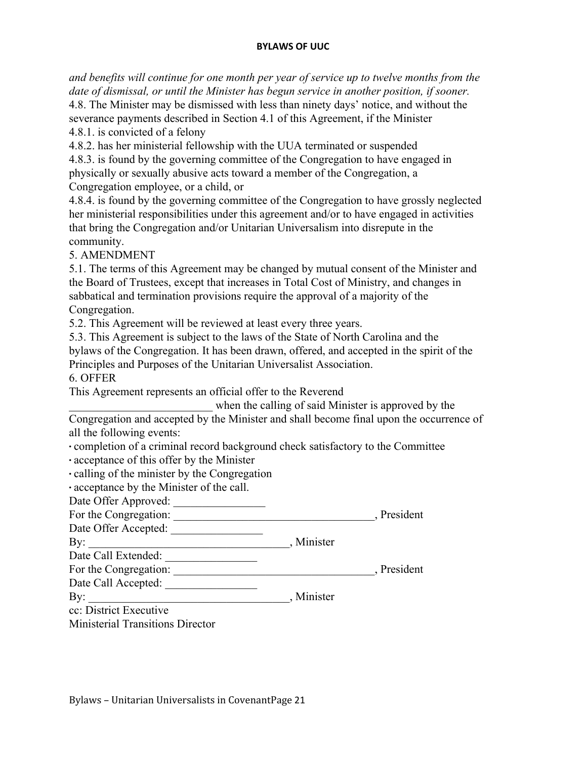*and benefits will continue for one month per year of service up to twelve months from the date of dismissal, or until the Minister has begun service in another position, if sooner.*

4.8. The Minister may be dismissed with less than ninety days' notice, and without the severance payments described in Section 4.1 of this Agreement, if the Minister

4.8.1. is convicted of a felony

4.8.2. has her ministerial fellowship with the UUA terminated or suspended

4.8.3. is found by the governing committee of the Congregation to have engaged in physically or sexually abusive acts toward a member of the Congregation, a Congregation employee, or a child, or

4.8.4. is found by the governing committee of the Congregation to have grossly neglected her ministerial responsibilities under this agreement and/or to have engaged in activities that bring the Congregation and/or Unitarian Universalism into disrepute in the community.

5. AMENDMENT

5.1. The terms of this Agreement may be changed by mutual consent of the Minister and the Board of Trustees, except that increases in Total Cost of Ministry, and changes in sabbatical and termination provisions require the approval of a majority of the Congregation.

5.2. This Agreement will be reviewed at least every three years.

5.3. This Agreement is subject to the laws of the State of North Carolina and the bylaws of the Congregation. It has been drawn, offered, and accepted in the spirit of the Principles and Purposes of the Unitarian Universalist Association.

6. OFFER

This Agreement represents an official offer to the Reverend _________________________ when the calling of said Minister is approved by the Congregation and accepted by the Minister and shall become final upon the occurrence of all the following events:

- completion of a criminal record background check satisfactory to the Committee
- acceptance of this offer by the Minister
- calling of the minister by the Congregation
- acceptance by the Minister of the call.

Date Offer Approved: ________________

For the Congregation: ___________________________________, President

Date Offer Accepted: ________________

By: ___________________________________, Minister

Date Call Extended: ________________

For the Congregation: ___________________________________, President

Date Call Accepted: ________________

By: ___________________________________, Minister

cc: District Executive

Ministerial Transitions Director